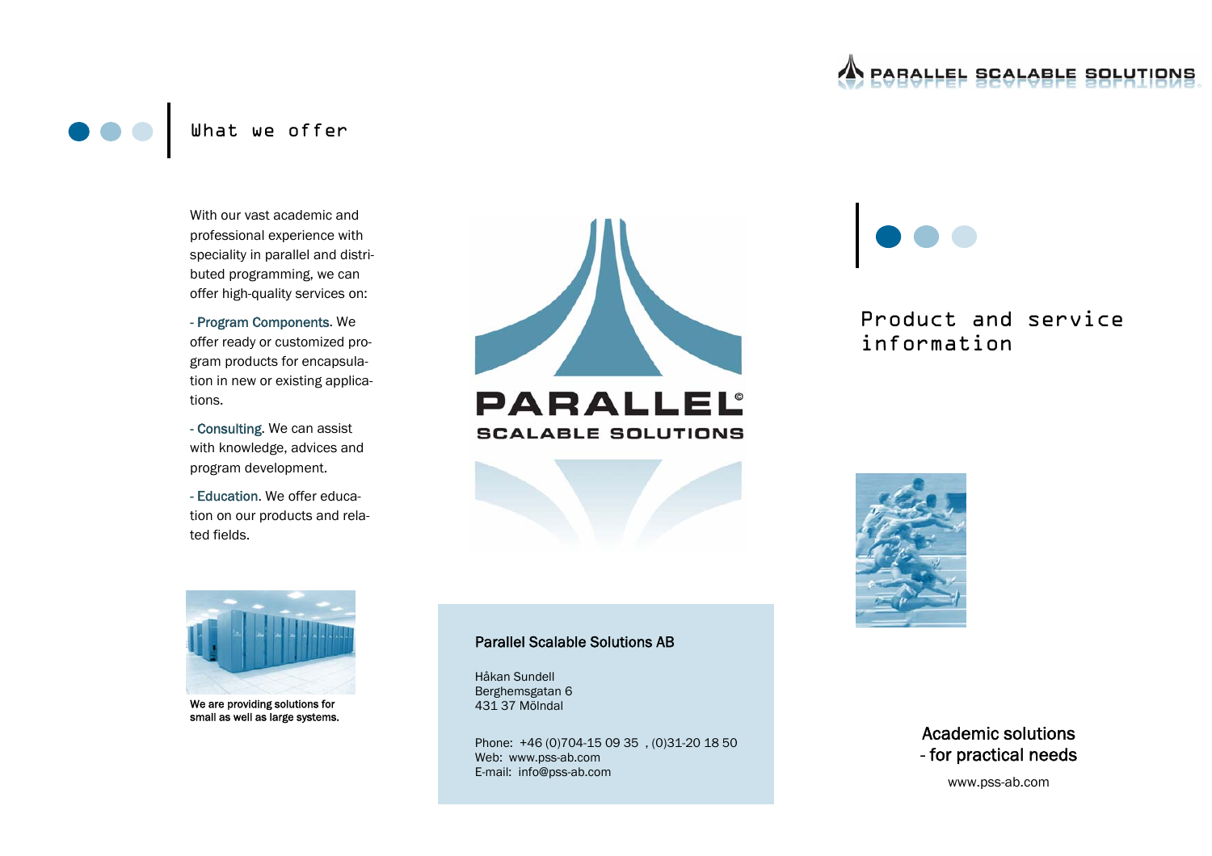# PARALLEL SCALABLE SOLUTIONS

## What we offer

With our vast academic and professional experience with speciality in parallel and distributed programming, we can offer high-quality services on:

- **Program Components**. We offer ready or customized program products for encapsulation in new or existing applications.
- **Consulting**. We can assist with knowledge, advices and program development.
- **Education**. We offer education on our products and related fields.

We are providing solutions for small as well as large systems.

PARALLEL©
SCALABLE SOLUTIONS

**Parallel Scalable Solutions AB**

Håkan Sundell
Berghemsgatan 6
431 37 Mölndal

Phone: +46 (0)704-15 09 35 , (0)31-20 18 50
Web: www.pss-ab.com
E-mail: info@pss-ab.com

## Product and service information

Academic solutions
- for practical needs

www.pss-ab.com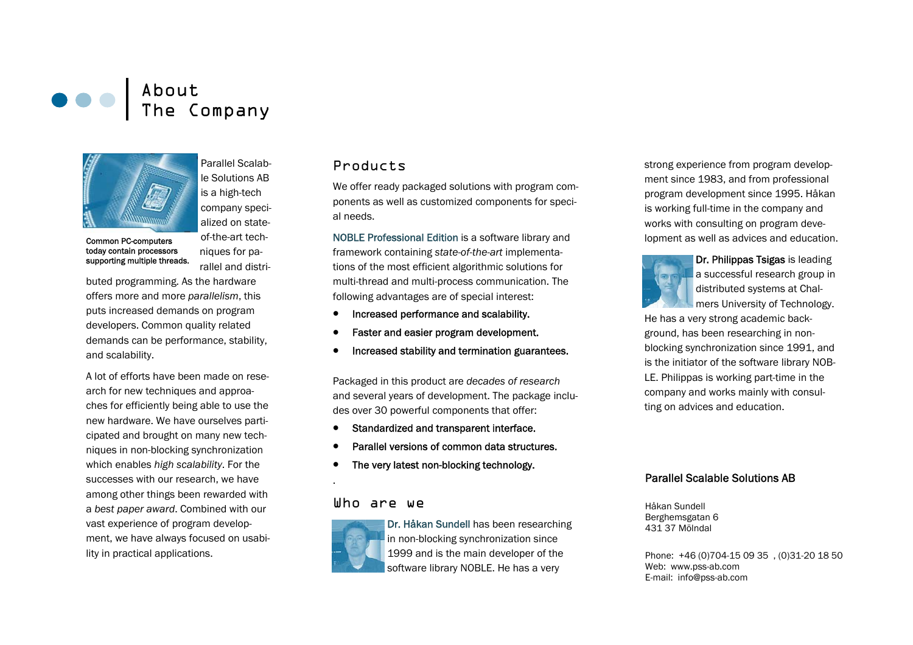# About The Company

Parallel Scalable Solutions AB is a high-tech company specialized on state-of-the-art techniques for parallel and distributed programming. As the hardware offers more and more *parallelism*, this puts increased demands on program developers. Common quality related demands can be performance, stability, and scalability.

Common PC-computers today contain processors supporting multiple threads.

A lot of efforts have been made on research for new techniques and approaches for efficiently being able to use the new hardware. We have ourselves participated and brought on many new techniques in non-blocking synchronization which enables *high scalability*. For the successes with our research, we have among other things been rewarded with a *best paper award*. Combined with our vast experience of program development, we have always focused on usability in practical applications.

## Products

We offer ready packaged solutions with program components as well as customized components for special needs.

NOBLE Professional Edition is a software library and framework containing *state-of-the-art* implementations of the most efficient algorithmic solutions for multi-thread and multi-process communication. The following advantages are of special interest:

- **Increased performance and scalability.**
- **Faster and easier program development.**
- **Increased stability and termination guarantees.**

Packaged in this product are *decades of research* and several years of development. The package includes over 30 powerful components that offer:

- **Standardized and transparent interface.**
- **Parallel versions of common data structures.**
- **The very latest non-blocking technology.**

.

## Who are we

Dr. Håkan Sundell has been researching in non-blocking synchronization since 1999 and is the main developer of the software library NOBLE. He has a very strong experience from program development since 1983, and from professional program development since 1995. Håkan is working full-time in the company and works with consulting on program development as well as advices and education.

**Dr. Philippas Tsigas** is leading a successful research group in distributed systems at Chalmers University of Technology. He has a very strong academic background, has been researching in non-blocking synchronization since 1991, and is the initiator of the software library NOBLE. Philippas is working part-time in the company and works mainly with consulting on advices and education.

**Parallel Scalable Solutions AB**

Håkan Sundell
Berghemsgatan 6
431 37 Mölndal

Phone: +46 (0)704-15 09 35 , (0)31-20 18 50
Web: www.pss-ab.com
E-mail: info@pss-ab.com